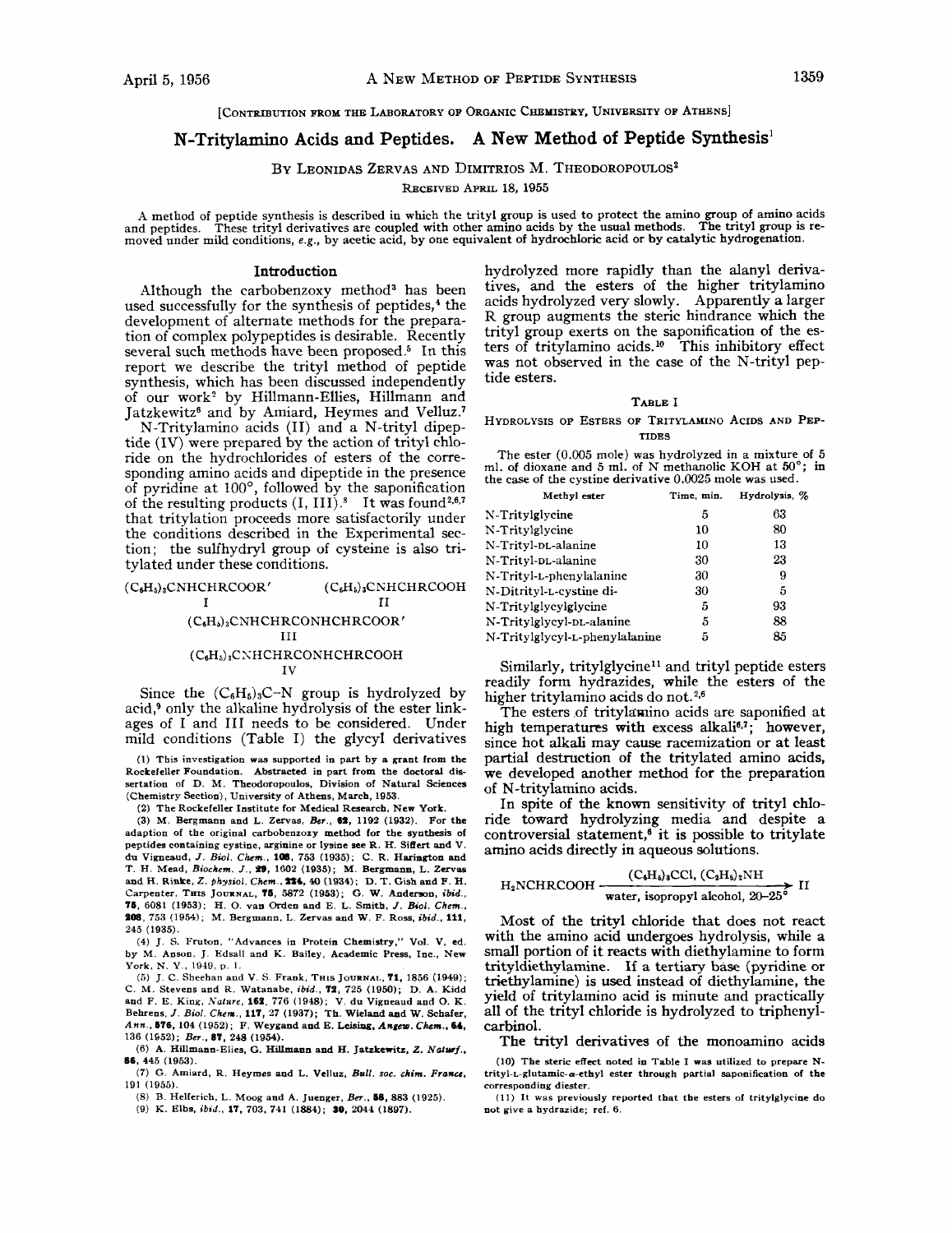[Contribution from the Laboratory of Organic Chemistry, University of Athens]

# N-Tritylamino Acids and Peptides. A New Method of Peptide Synthesis[1]

By Leonidas Zervas and Dimitrios M. Theodoropoulos[2]

Received April 18, 1955

A method of peptide synthesis is described in which the trityl group is used to protect the amino group of amino acids and peptides. These trityl derivatives are coupled with other amino acids by the usual methods. The trityl group is removed under mild conditions, *e.g.*, by acetic acid, by one equivalent of hydrochloric acid or by catalytic hydrogenation.

## Introduction

Although the carbobenzoxy method[3] has been used successfully for the synthesis of peptides,[4] the development of alternate methods for the preparation of complex polypeptides is desirable. Recently several such methods have been proposed.[5] In this report we describe the trityl method of peptide synthesis, which has been discussed independently of our work[2] by Hillmann-Elies, Hillmann and Jatzkewitz[6] and by Amiard, Heymes and Velluz.[7]

N-Tritylamino acids (II) and a N-trityl dipeptide (IV) were prepared by the action of trityl chloride on the hydrochlorides of esters of the corresponding amino acids and dipeptide in the presence of pyridine at 100°, followed by the saponification of the resulting products (I, III).[8] It was found[2,6,7] that tritylation proceeds more satisfactorily under the conditions described in the Experimental section; the sulfhydryl group of cysteine is also tritylated under these conditions.

$(C_6H_5)_3CNHCHRCOOR'$ (I)  $(C_6H_5)_3CNHCHRCOOH$ (II)

$(C_6H_5)_3CNHCHRCONHCHRCOOR'$ (III)

$(C_6H_5)_3CNHCHRCONHCHRCOOH$ (IV)

Since the $(C_6H_5)_3C$–N group is hydrolyzed by acid,[9] only the alkaline hydrolysis of the ester linkages of I and III needs to be considered. Under mild conditions (Table I) the glycyl derivatives hydrolyzed more rapidly than the alanyl derivatives, and the esters of the higher tritylamino acids hydrolyzed very slowly. Apparently a larger R group augments the steric hindrance which the trityl group exerts on the saponification of the esters of tritylamino acids.[10] This inhibitory effect was not observed in the case of the N-trityl peptide esters.

Table I

Hydrolysis of Esters of Tritylamino Acids and Peptides

The ester (0.005 mole) was hydrolyzed in a mixture of 5 ml. of dioxane and 5 ml. of N methanolic KOH at 50°; in the case of the cystine derivative 0.0025 mole was used.

| Methyl ester | Time, min. | Hydrolysis, % |
|---|---|---|
| N-Tritylglycine | 5 | 63 |
| N-Tritylglycine | 10 | 80 |
| N-Trityl-DL-alanine | 10 | 13 |
| N-Trityl-DL-alanine | 30 | 23 |
| N-Trityl-L-phenylalanine | 30 | 9 |
| N-Ditrityl-L-cystine di- | 30 | 5 |
| N-Tritylglycylglycine | 5 | 93 |
| N-Tritylglycyl-DL-alanine | 5 | 88 |
| N-Tritylglycyl-L-phenylalanine | 5 | 85 |

Similarly, tritylglycine[11] and trityl peptide esters readily form hydrazides, while the esters of the higher tritylamino acids do not.[2,6]

The esters of tritylamino acids are saponified at high temperatures with excess alkali[6,7]; however, since hot alkali may cause racemization or at least partial destruction of the tritylated amino acids, we developed another method for the preparation of N-tritylamino acids.

In spite of the known sensitivity of trityl chloride toward hydrolyzing media and despite a controversial statement,[6] it is possible to tritylate amino acids directly in aqueous solutions.

$$H_2NCHRCOOH \xrightarrow[\text{water, isopropyl alcohol, 20–25°}]{(C_6H_5)_3CCl,\ (C_2H_5)_2NH} \text{II}$$

Most of the trityl chloride that does not react with the amino acid undergoes hydrolysis, while a small portion of it reacts with diethylamine to form trityldiethylamine. If a tertiary base (pyridine or triethylamine) is used instead of diethylamine, the yield of tritylamino acid is minute and practically all of the trityl chloride is hydrolyzed to triphenylcarbinol.

The trityl derivatives of the monoamino acids

(1) This investigation was supported in part by a grant from the Rockefeller Foundation. Abstracted in part from the doctoral dissertation of D. M. Theodoropoulos, Division of Natural Sciences (Chemistry Section), University of Athens, March, 1953.

(2) The Rockefeller Institute for Medical Research, New York.

(3) M. Bergmann and L. Zervas, *Ber.*, **65**, 1192 (1932). For the adaption of the original carbobenzoxy method for the synthesis of peptides containing cystine, arginine or lysine see R. H. Sifferd and V. du Vigneaud, *J. Biol. Chem.*, **108**, 753 (1935); C. R. Harington and T. H. Mead, *Biochem. J.*, **29**, 1602 (1935); M. Bergmann, L. Zervas and H. Rinke, *Z. physiol. Chem.*, **224**, 40 (1934); D. T. Gish and F. H. Carpenter, This Journal, **75**, 5872 (1953); G. W. Anderson, *ibid.*, **75**, 6081 (1953); H. O. van Orden and E. L. Smith, *J. Biol. Chem.*, **208**, 753 (1954); M. Bergmann, L. Zervas and W. F. Ross, *ibid.*, **111**, 245 (1935).

(4) J. S. Fruton, "Advances in Protein Chemistry," Vol. V, ed. by M. Anson, J. Edsall and K. Bailey, Academic Press, Inc., New York, N. Y., 1949, p. 1.

(5) J. C. Sheehan and V. S. Frank, This Journal, **71**, 1856 (1949); C. M. Stevens and R. Watanabe, *ibid.*, **72**, 725 (1950); D. A. Kidd and F. E. King, *Nature*, **162**, 776 (1948); V. du Vigneaud and O. K. Behrens, *J. Biol. Chem.*, **117**, 27 (1937); Th. Wieland and W. Schafer, *Ann.*, **576**, 104 (1952); F. Weygand and E. Leising, *Angew. Chem.*, **64**, 136 (1952); *Ber.*, **87**, 248 (1954).

(6) A. Hillmann-Elies, J. Hillmann and H. Jatzkewitz, *Z. Naturf.*, **8b**, 445 (1953).

(7) G. Amiard, R. Heymes and L. Velluz, *Bull. soc. chim. France*, 191 (1955).

(8) B. Helferich, L. Moog and A. Juenger, *Ber.*, **58**, 883 (1925).

(9) K. Elbs, *ibid.*, **17**, 703, 741 (1884); **30**, 2044 (1897).

(10) The steric effect noted in Table I was utilized to prepare N-trityl-L-glutamic-α-ethyl ester through partial saponification of the corresponding diester.

(11) It was previously reported that the esters of tritylglycine do not give a hydrazide; ref. 6.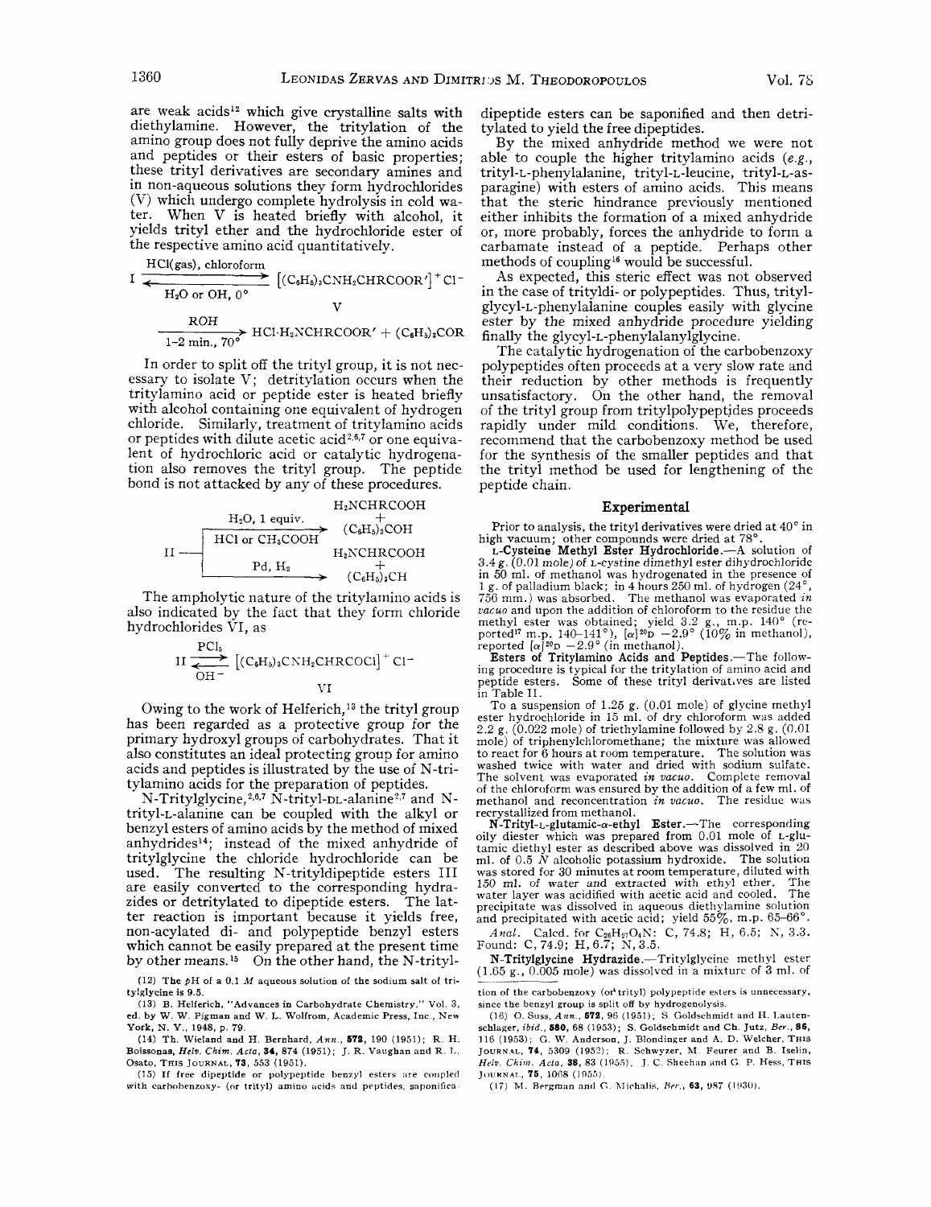are weak acids[12] which give crystalline salts with diethylamine. However, the tritylation of the amino group does not fully deprive the amino acids and peptides or their esters of basic properties; these trityl derivatives are secondary amines and in non-aqueous solutions they form hydrochlorides (V) which undergo complete hydrolysis in cold water. When V is heated briefly with alcohol, it yields trityl ether and the hydrochloride ester of the respective amino acid quantitatively.

$$\text{I} \underset{H_2O \text{ or } OH,\ 0°}{\overset{HCl(gas),\ chloroform}{\rightleftharpoons}} [(C_6H_5)_3CNH_2CHRCOOR']^+Cl^- \quad \text{V}$$

$$\xrightarrow[1\text{-}2\ \text{min.},\ 70°]{ROH} HCl{\cdot}H_2NCHRCOOR' + (C_6H_5)_3COR$$

In order to split off the trityl group, it is not necessary to isolate V; detritylation occurs when the tritylamino acid or peptide ester is heated briefly with alcohol containing one equivalent of hydrogen chloride. Similarly, treatment of tritylamino acids or peptides with dilute acetic acid[2,6,7] or one equivalent of hydrochloric acid or catalytic hydrogenation also removes the trityl group. The peptide bond is not attacked by any of these procedures.

$$\text{II} \xrightarrow[HCl \text{ or } CH_3COOH]{H_2O,\ 1\ \text{equiv.}} H_2NCHRCOOH + (C_6H_5)_3COH$$

$$\text{II} \xrightarrow{Pd,\ H_2} H_2NCHRCOOH + (C_6H_5)_3CH$$

The ampholytic nature of the tritylamino acids is also indicated by the fact that they form chloride hydrochlorides VI, as

$$\text{II} \underset{OH^-}{\overset{PCl_5}{\rightleftharpoons}} [(C_6H_5)_3CNH_2CHRCOCl]^+Cl^- \quad \text{VI}$$

Owing to the work of Helferich,[13] the trityl group has been regarded as a protective group for the primary hydroxyl groups of carbohydrates. That it also constitutes an ideal protecting group for amino acids and peptides is illustrated by the use of N-tritylamino acids for the preparation of peptides.

N-Tritylglycine,[2,6,7] N-trityl-DL-alanine[2,7] and N-trityl-L-alanine can be coupled with the alkyl or benzyl esters of amino acids by the method of mixed anhydrides[14]; instead of the mixed anhydride of tritylglycine the chloride hydrochloride can be used. The resulting N-trityldipeptide esters III are easily converted to the corresponding hydrazides or detritylated to dipeptide esters. The latter reaction is important because it yields free, non-acylated di- and polypeptide benzyl esters which cannot be easily prepared at the present time by other means.[15] On the other hand, the N-trityldipeptide esters can be saponified and then detritylated to yield the free dipeptides.

By the mixed anhydride method we were not able to couple the higher tritylamino acids (*e.g.*, trityl-L-phenylalanine, trityl-L-leucine, trityl-L-asparagine) with esters of amino acids. This means that the steric hindrance previously mentioned either inhibits the formation of a mixed anhydride or, more probably, forces the anhydride to form a carbamate instead of a peptide. Perhaps other methods of coupling[16] would be successful.

As expected, this steric effect was not observed in the case of trityldi- or polypeptides. Thus, tritylglycyl-L-phenylalanine couples easily with glycine ester by the mixed anhydride procedure yielding finally the glycyl-L-phenylalanylglycine.

The catalytic hydrogenation of the carbobenzoxy polypeptides often proceeds at a very slow rate and their reduction by other methods is frequently unsatisfactory. On the other hand, the removal of the trityl group from tritylpolypeptides proceeds rapidly under mild conditions. We, therefore, recommend that the carbobenzoxy method be used for the synthesis of the smaller peptides and that the trityl method be used for lengthening of the peptide chain.

## Experimental

Prior to analysis, the trityl derivatives were dried at 40° in high vacuum; other compounds were dried at 78°.

**L-Cysteine Methyl Ester Hydrochloride.**—A solution of 3.4 g. (0.01 mole) of L-cystine dimethyl ester dihydrochloride in 50 ml. of methanol was hydrogenated in the presence of 1 g. of palladium black; in 4 hours 250 ml. of hydrogen (24°, 756 mm.) was absorbed. The methanol was evaporated *in vacuo* and upon the addition of chloroform to the residue the methyl ester was obtained; yield 3.2 g., m.p. 140° (reported[17] m.p. 140–141°), $[\alpha]^{20}D$ −2.9° (10% in methanol), reported $[\alpha]^{20}D$ −2.9° (in methanol).

**Esters of Tritylamino Acids and Peptides.**—The following procedure is typical for the tritylation of amino acid and peptide esters. Some of these trityl derivatives are listed in Table II.

To a suspension of 1.25 g. (0.01 mole) of glycine methyl ester hydrochloride in 15 ml. of dry chloroform was added 2.2 g. (0.022 mole) of triethylamine followed by 2.8 g. (0.01 mole) of triphenylchloromethane; the mixture was allowed to react for 6 hours at room temperature. The solution was washed twice with water and dried with sodium sulfate. The solvent was evaporated *in vacuo*. Complete removal of the chloroform was ensured by the addition of a few ml. of methanol and reconcentration *in vacuo*. The residue was recrystallized from methanol.

**N-Trityl-L-glutamic-α-ethyl Ester.**—The corresponding oily diester which was prepared from 0.01 mole of L-glutamic diethyl ester as described above was dissolved in 20 ml. of 0.5 *N* alcoholic potassium hydroxide. The solution was stored for 30 minutes at room temperature, diluted with 150 ml. of water and extracted with ethyl ether. The water layer was acidified with acetic acid and cooled. The precipitate was dissolved in aqueous diethylamine solution and precipitated with acetic acid; yield 55%, m.p. 65–66°.

*Anal.* Calcd. for $C_{26}H_{27}O_4N$: C, 74.8; H, 6.5; N, 3.3. Found: C, 74.9; H, 6.7; N, 3.5.

**N-Tritylglycine Hydrazide.**—Tritylglycine methyl ester (1.65 g., 0.005 mole) was dissolved in a mixture of 3 ml. of

(12) The *p*H of a 0.1 *M* aqueous solution of the sodium salt of tritylglycine is 9.5.

(13) B. Helferich, "Advances in Carbohydrate Chemistry," Vol. 3, ed. by W. W. Pigman and W. L. Wolfrom, Academic Press, Inc., New York, N. Y., 1948, p. 79.

(14) Th. Wieland and H. Bernhard, *Ann.*, **572**, 190 (1951); R. H. Boissonas, *Helv. Chim. Acta*, **34**, 874 (1951); J. R. Vaughan and R. L. Osato, This Journal, **73**, 553 (1951).

(15) If free dipeptide or polypeptide benzyl esters are coupled with carbobenzoxy- (or trityl) amino acids and peptides, saponification of the carbobenzoxy (or trityl) polypeptide esters is unnecessary, since the benzyl group is split off by hydrogenolysis.

(16) O. Süss, *Ann.*, **572**, 96 (1951); S. Goldschmidt and H. Lautenschlager, *ibid.*, **580**, 68 (1953); S. Goldschmidt and Ch. Jutz, *Ber.*, **86**, 116 (1953); G. W. Anderson, J. Blondinger and A. D. Welcher, This Journal, **74**, 5309 (1952); R. Schwyzer, M. Feurer and B. Iselin, *Helv. Chim. Acta*, **38**, 83 (1955); J. C. Sheehan and G. P. Hess, This Journal, **75**, 1068 (1955).

(17) M. Bergman and G. Michalis, *Ber.*, **63**, 987 (1930).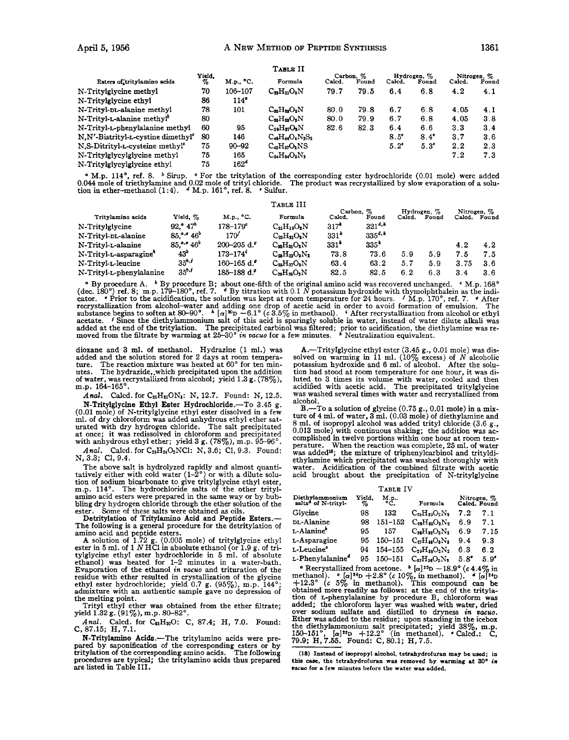Table II

| Esters of tritylamino acids | Yield, % | M.p., °C. | Formula | Carbon, % Calcd. | Carbon, % Found | Hydrogen, % Calcd. | Hydrogen, % Found | Nitrogen, % Calcd. | Nitrogen, % Found |
|---|---|---|---|---|---|---|---|---|---|
| N-Tritylglycine methyl | 70 | 106–107 | $C_{22}H_{21}O_2N$ | 79.7 | 79.5 | 6.4 | 6.8 | 4.2 | 4.1 |
| N-Tritylglycine ethyl | 86 | 114[a] | | | | | | | |
| N-Trityl-DL-alanine methyl | 78 | 101 | $C_{23}H_{23}O_2N$ | 80.0 | 79.8 | 6.7 | 6.8 | 4.05 | 4.1 |
| N-Trityl-L-alanine methyl[b] | 80 | | $C_{23}H_{23}O_2N$ | 80.0 | 79.9 | 6.7 | 6.8 | 4.05 | 3.8 |
| N-Trityl-L-phenylalanine methyl | 60 | 95 | $C_{29}H_{27}O_2N$ | 82.6 | 82.3 | 6.4 | 6.6 | 3.3 | 3.4 |
| N,N'-Bistrityl-L-cystine dimethyl[c] | 80 | 146 | $C_{46}H_{44}O_4N_2S_2$ | | | 8.5[e] | 8.4[e] | 3.7 | 3.6 |
| N,S-Ditrityl-L-cysteine methyl[c] | 75 | 90–92 | $C_{42}H_{37}O_2NS$ | | | 5.2[e] | 5.3[e] | 2.2 | 2.3 |
| N-Tritylglycylglycine methyl | 75 | 165 | $C_{24}H_{24}O_3N_2$ | | | | | 7.2 | 7.3 |
| N-Tritylglycylglycine ethyl | 75 | 162[d] | | | | | | | |

[a] M.p. 114°, ref. 8. [b] Sirup. [c] For the tritylation of the corresponding ester hydrochloride (0.01 mole) were added 0.044 mole of triethylamine and 0.02 mole of trityl chloride. The product was recrystallized by slow evaporation of a solution in ether–methanol (1:4). [d] M.p. 161°, ref. 8. [e] Sulfur.

Table III

| Tritylamino acids | Yield, % | M.p., °C. | Formula | Carbon, % Calcd. | Carbon, % Found | Hydrogen, % Calcd. | Hydrogen, % Found | Nitrogen, % Calcd. | Nitrogen, % Found |
|---|---|---|---|---|---|---|---|---|---|
| N-Tritylglycine | 92,[a] 47[b] | 178–179[c] | $C_{21}H_{19}O_2N$ | 317[k] | 321[d,k] | | | | |
| N-Trityl-DL-alanine | 85,[a,e] 46[b] | 170[f] | $C_{22}H_{21}O_2N$ | 331[k] | 335[d,k] | | | | |
| N-Trityl-L-alanine | 85,[a,e] 46[b] | 200–205 d.[g] | $C_{22}H_{21}O_2N$ | 331[k] | 335[k] | | | 4.2 | 4.2 |
| N-Trityl-L-asparagine[h] | 43[b] | 173–174[i] | $C_{23}H_{22}O_3N_2$ | 73.8 | 73.6 | 5.9 | 5.9 | 7.5 | 7.5 |
| N-Trityl-L-leucine | 35[b,j] | 160–165 d.[g] | $C_{25}H_{27}O_2N$ | 63.4 | 63.2 | 5.7 | 5.9 | 3.75 | 3.6 |
| N-Trityl-L-phenylalanine | 35[b,j] | 185–188 d.[g] | $C_{28}H_{25}O_2N$ | 82.5 | 82.5 | 6.2 | 6.3 | 3.4 | 3.6 |

[a] By procedure A. [b] By procedure B; about one-fifth of the original amino acid was recovered unchanged. [c] M.p. 168° (dec. 180°) ref. 8; m.p. 179–180°, ref. 7. [d] By titration with 0.1 *N* potassium hydroxide with thymolphthalein as the indicator. [e] Prior to the acidification, the solution was kept at room temperature for 24 hours. [f] M.p. 170°, ref. 7. [g] After recrystallization from alcohol–water and adding one drop of acetic acid in order to avoid formation of emulsion. The substance begins to soften at 80–90°. [h] $[\alpha]^{20}D$ −6.1° (*c* 3.5% in methanol). [i] After recrystallization from alcohol or ethyl acetate. [j] Since the diethylammonium salt of this acid is sparingly soluble in water, instead of water dilute alkali was added at the end of the tritylation. The precipitated carbinol was filtered; prior to acidification, the diethylamine was removed from the filtrate by warming at 25–30° *in vacuo* for a few minutes. [k] Neutralization equivalent.

dioxane and 3 ml. of methanol. Hydrazine (1 ml.) was added and the solution stored for 2 days at room temperature. The reaction mixture was heated at 60° for ten minutes. The hydrazide, which precipitated upon the addition of water, was recrystallized from alcohol; yield 1.3 g. (78%), m.p. 164–165°.

*Anal.* Calcd. for $C_{21}H_{21}ON_3$: N, 12.7. Found: N, 12.5.

**N-Tritylglycine Ethyl Ester Hydrochloride.**—To 3.45 g. (0.01 mole) of N-tritylglycine ethyl ester dissolved in a few ml. of dry chloroform was added anhydrous ethyl ether saturated with dry hydrogen chloride. The salt precipitated at once; it was redissolved in chloroform and precipitated with anhydrous ethyl ether; yield 3 g. (78%), m.p. 95–96°.

*Anal.* Calcd. for $C_{23}H_{24}O_2NCl$: N, 3.6; Cl, 9.3. Found: N, 3.3; Cl, 9.4.

The above salt is hydrolyzed rapidly and almost quantitatively either with cold water (1–2°) or with a dilute solution of sodium bicarbonate to give tritylglycine ethyl ester, m.p. 114°. The hydrochloride salts of the other tritylamino acid esters were prepared in the same way or by bubbling dry hydrogen chloride through the ether solution of the ester. Some of these salts were obtained as oils.

**Detritylation of Tritylamino Acid and Peptide Esters.**—The following is a general procedure for the detritylation of amino acid and peptide esters.

A solution of 1.72 g. (0.005 mole) of tritylglycine ethyl ester in 5 ml. of 1 *N* HCl in absolute ethanol (or 1.9 g. of tritylglycine ethyl ester hydrochloride in 5 ml. of absolute ethanol) was heated for 1–2 minutes in a water-bath. Evaporation of the ethanol *in vacuo* and trituration of the residue with ether resulted in crystallization of the glycine ethyl ester hydrochloride; yield 0.7 g. (95%), m.p. 144°; admixture with an authentic sample gave no depression of the melting point.

Trityl ethyl ether was obtained from the ether filtrate; yield 1.32 g. (91%), m.p. 80–82°.

*Anal.* Calcd. for $C_{21}H_{20}O$: C, 87.4; H, 7.0. Found: C, 87.15; H, 7.1.

**N-Tritylamino Acids.**—The tritylamino acids were prepared by saponification of the corresponding esters or by tritylation of the corresponding amino acids. The following procedures are typical; the tritylamino acids thus prepared are listed in Table III.

A.—Tritylglycine ethyl ester (3.45 g., 0.01 mole) was dissolved on warming in 11 ml. (10% excess) of *N* alcoholic potassium hydroxide and 6 ml. of alcohol. After the solution had stood at room temperature for one hour, it was diluted to 3 times its volume with water, cooled and then acidified with acetic acid. The precipitated tritylglycine was washed several times with water and recrystallized from alcohol.

B.—To a solution of glycine (0.75 g., 0.01 mole) in a mixture of 4 ml. of water, 3 ml. (0.03 mole) of diethylamine and 8 ml. of isopropyl alcohol was added trityl chloride (3.6 g., 0.013 mole) with continuous shaking; the addition was accomplished in twelve portions within one hour at room temperature. When the reaction was complete, 25 ml. of water was added[18]; the mixture of triphenylcarbinol and trityldiethylamine which precipitated was washed thoroughly with water. Acidification of the combined filtrate with acetic acid brought about the precipitation of N-tritylglycine

Table IV

| Diethylammonium salts[a] of N-trityl- | Yield, % | M.p., °C. | Formula | Nitrogen, % Calcd. | Nitrogen, % Found |
|---|---|---|---|---|---|
| Glycine | 98 | 132 | $C_{25}H_{30}O_2N_2$ | 7.2 | 7.1 |
| DL-Alanine | 98 | 151–152 | $C_{26}H_{32}O_2N_2$ | 6.9 | 7.1 |
| L-Alanine[b] | 95 | 157 | $C_{26}H_{32}O_2N_2$ | 6.9 | 7.15 |
| L-Asparagine | 95 | 150–151 | $C_{27}H_{33}O_3N_3$ | 9.4 | 9.3 |
| L-Leucine[c] | 94 | 154–155 | $C_{29}H_{38}O_2N_2$ | 6.3 | 6.2 |
| L-Phenylalanine[d] | 95 | 150–151 | $C_{32}H_{36}O_2N_2$ | 5.8[e] | 5.9[e] |

[a] Recrystallized from acetone. [b] $[\alpha]^{22}D$ −18.9° (*c* 4.4% in methanol). [c] $[\alpha]^{24}D$ +2.8° (*c* 10%, in methanol). [d] $[\alpha]^{24}D$ +12.3° (*c* 5% in methanol). This compound can be obtained more readily as follows: at the end of the tritylation of L-phenylalanine by procedure B, chloroform was added; the chloroform layer was washed with water, dried over sodium sulfate and distilled to dryness *in vacuo*. Ether was added to the residue; upon standing in the icebox the diethylammonium salt precipitated; yield 38%, m.p. 150–151°, $[\alpha]^{22}D$ +12.2° (in methanol). [e] Calcd.: C, 79.9; H, 7.55. Found: C, 80.1; H, 7.5.

(18) Instead of isopropyl alcohol, tetrahydrofuran may be used; in this case, the tetrahydrofuran was removed by warming at 30° *in vacuo* for a few minutes before the water was added.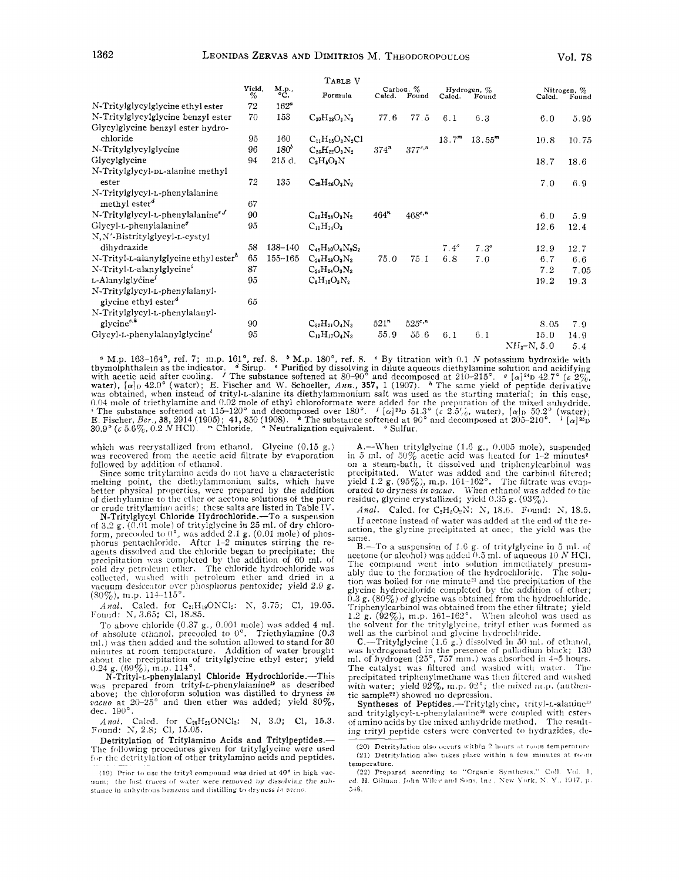TABLE V

| | Yield, % | M.p., °C. | Formula | Carbon, % Calcd. | Carbon, % Found | Hydrogen, % Calcd. | Hydrogen, % Found | Nitrogen, % Calcd. | Nitrogen, % Found |
|---|---|---|---|---|---|---|---|---|---|
| N-Tritylglycylglycine ethyl ester | 72 | 162[a] | | | | | | | |
| N-Tritylglycylglycine benzyl ester | 70 | 153 | $C_{30}H_{28}O_3N_2$ | 77.6 | 77.5 | 6.1 | 6.3 | 6.0 | 5.95 |
| Glycylglycine benzyl ester hydrochloride | 95 | 160 | $C_{11}H_{15}O_3N_2Cl$ | | | 13.7[m] | 13.55[m] | 10.8 | 10.75 |
| N-Tritylglycylglycine | 96 | 180[b] | $C_{23}H_{22}O_3N_2$ | 374[n] | 377[c,n] | | | | |
| Glycylglycine | 94 | 215 d. | $C_2H_5O_2N$ | | | | | 18.7 | 18.6 |
| N-Tritylglycyl-DL-alanine methyl ester | 72 | 135 | $C_{25}H_{26}O_3N_2$ | | | | | 7.0 | 6.9 |
| N-Tritylglycyl-L-phenylalanine methyl ester[d] | 67 | | | | | | | | |
| N-Tritylglycyl-L-phenylalanine[e,f] | 90 | | $C_{30}H_{28}O_3N_2$ | 464[n] | 468[c,n] | | | 6.0 | 5.9 |
| Glycyl-L-phenylalanine[g] | 95 | | $C_{11}H_{14}O_3$ | | | | | 12.6 | 12.4 |
| N,N'-Bistritylglycyl-L-cystyl dihydrazide | 58 | 138–140 | $C_{48}H_{50}O_4N_8S_2$ | | | 7.4[o] | 7.3[o] | 12.9 | 12.7 |
| N-Trityl-L-alanylglycine ethyl ester[h] | 65 | 155–165 | $C_{26}H_{28}O_3N_2$ | 75.0 | 75.1 | 6.8 | 7.0 | 6.7 | 6.6 |
| N-Trityl-L-alanylglycine[i] | 87 | | $C_{24}H_{24}O_3N_2$ | | | | | 7.2 | 7.05 |
| L-Alanylglycine[j] | 95 | | $C_5H_{10}O_3N_2$ | | | | | 19.2 | 19.3 |
| N-Tritylglycyl-L-phenylalanylglycine ethyl ester[d] | 65 | | | | | | | | |
| N-Tritylglycyl-L-phenylalanylglycine[e,k] | 90 | | $C_{32}H_{31}O_4N_3$ | 521[n] | 525[c,n] | | | 8.05 | 7.9 |
| Glycyl-L-phenylalanylglycine[l] | 95 | | $C_{13}H_{17}O_4N_3$ | 55.9 | 55.6 | 6.1 | 6.1 | 15.0 | 14.9 |
| | | | | | | | | $NH_2$–N, 5.0 | 5.4 |

[a] M.p. 163–164°, ref. 7; m.p. 161°, ref. 8. [b] M.p. 180°, ref. 8. [c] By titration with 0.1 N potassium hydroxide with thymolphthalein as the indicator. [d] Sirup. [e] Purified by dissolving in dilute aqueous diethylamine solution and acidifying with acetic acid after cooling. [f] The substance softened at 80–90° and decomposed at 210–215°. [g] $[\alpha]^{24}D$ 42.7° (c 2%, water), $[\alpha]_D$ 42.0° (water); E. Fischer and W. Schoeller, *Ann.*, **357**, 1 (1907). [h] The same yield of peptide derivative was obtained, when instead of trityl-L-alanine its diethylammonium salt was used as the starting material; in this case, 0.04 mole of triethylamine and 0.02 mole of ethyl chloroformate were added for the preparation of the mixed anhydride. [i] The substance softened at 115–120° and decomposed over 180°. [j] $[\alpha]^{23}D$ 51.3° (c 2.5%, water), $[\alpha]_D$ 50.2° (water); E. Fischer, *Ber.*, **38**, 2914 (1905); **41**, 850 (1908). [k] The substance softened at 90° and decomposed at 205–210°. [l] $[\alpha]^{25}D$ 30.9° (c 5.6%, 0.2 N HCl). [m] Chloride. [n] Neutralization equivalent. [o] Sulfur.

which was recrystallized from ethanol. Glycine (0.15 g.) was recovered from the acetic acid filtrate by evaporation followed by addition of ethanol.

Since some tritylamino acids do not have a characteristic melting point, the diethylammonium salts, which have better physical properties, were prepared by the addition of diethylamine to the ether or acetone solutions of the pure or crude tritylamino acids; these salts are listed in Table IV.

**N-Tritylglycyl Chloride Hydrochloride.**—To a suspension of 3.2 g. (0.01 mole) of tritylglycine in 25 ml. of dry chloroform, precooled to 0°, was added 2.1 g. (0.01 mole) of phosphorus pentachloride. After 1–2 minutes stirring the reagents dissolved and the chloride began to precipitate; the precipitation was completed by the addition of 60 ml. of cold dry petroleum ether. The chloride hydrochloride was collected, washed with petroleum ether and dried in a vacuum desiccator over phosphorus pentoxide; yield 2.9 g. (80%), m.p. 114–115°.

*Anal.* Calcd. for $C_{21}H_{19}ONCl_2$: N, 3.75; Cl, 19.05. Found: N, 3.65; Cl, 18.85.

To above chloride (0.37 g., 0.001 mole) was added 4 ml. of absolute ethanol, precooled to 0°. Triethylamine (0.3 ml.) was then added and the solution allowed to stand for 30 minutes at room temperature. Addition of water brought about the precipitation of tritylglycine ethyl ester; yield 0.24 g. (69%), m.p. 114°.

**N-Trityl-L-phenylalanyl Chloride Hydrochloride.**—This was prepared from trityl-L-phenylalanine[19] as described above; the chloroform solution was distilled to dryness *in vacuo* at 20–25° and then ether was added; yield 80%, dec. 190°.

*Anal.* Calcd. for $C_{28}H_{25}ONCl_2$: N, 3.0; Cl, 15.3. Found: N, 2.8; Cl, 15.05.

**Detritylation of Tritylamino Acids and Tritylpeptides.**—The following procedures given for tritylglycine were used for the detritylation of other tritylamino acids and peptides.

A.—When tritylglycine (1.6 g., 0.005 mole), suspended in 5 ml. of 50% acetic acid was heated for 1–2 minutes[2] on a steam-bath, it dissolved and triphenylcarbinol was precipitated. Water was added and the carbinol filtered; yield 1.2 g. (95%), m.p. 161–162°. The filtrate was evaporated to dryness *in vacuo*. When ethanol was added to the residue, glycine crystallized; yield 0.35 g. (93%).

*Anal.* Calcd. for $C_2H_5O_2N$: N, 18.6. Found: N, 18.5.

If acetone instead of water was added at the end of the reaction, the glycine precipitated at once; the yield was the same.

B.—To a suspension of 1.6 g. of tritylglycine in 5 ml. of acetone (or alcohol) was added 0.5 ml. of aqueous 10 N HCl. The compound went into solution immediately presumably due to the formation of the hydrochloride. The solution was boiled for one minute[21] and the precipitation of the glycine hydrochloride completed by the addition of ether; 0.3 g. (80%) of glycine was obtained from the hydrochloride. Triphenylcarbinol was obtained from the ether filtrate; yield 1.2 g. (92%), m.p. 161–162°. When alcohol was used as the solvent for the tritylglycine, trityl ether was formed as well as the carbinol and glycine hydrochloride.

C.—Tritylglycine (1.6 g.) dissolved in 50 ml. of ethanol, was hydrogenated in the presence of palladium black; 130 ml. of hydrogen (25°, 757 mm.) was absorbed in 4–5 hours. The catalyst was filtered and washed with water. The precipitated triphenylmethane was then filtered and washed with water; yield 92%, m.p. 92°; the mixed m.p. (authentic sample[22]) showed no depression.

**Syntheses of Peptides.**—Tritylglycine, trityl-L-alanine[19] and tritylglycyl-L-phenylalanine[19] were coupled with esters of amino acids by the mixed anhydride method. The resulting trityl peptide esters were converted to hydrazides, de-

(19) Prior to use the trityl compound was dried at 40° in high vacuum; the last traces of water were removed by dissolving the substance in anhydrous benzene and distilling to dryness *in vacuo*.

(20) Detritylation also occurs within 2 hours at room temperature.

(21) Detritylation also takes place within a few minutes at room temperature.

(22) Prepared according to "Organic Syntheses," Coll. Vol. 1, ed. H. Gilman, John Wiley and Sons, Inc., New York, N. Y., 1947, p. 548.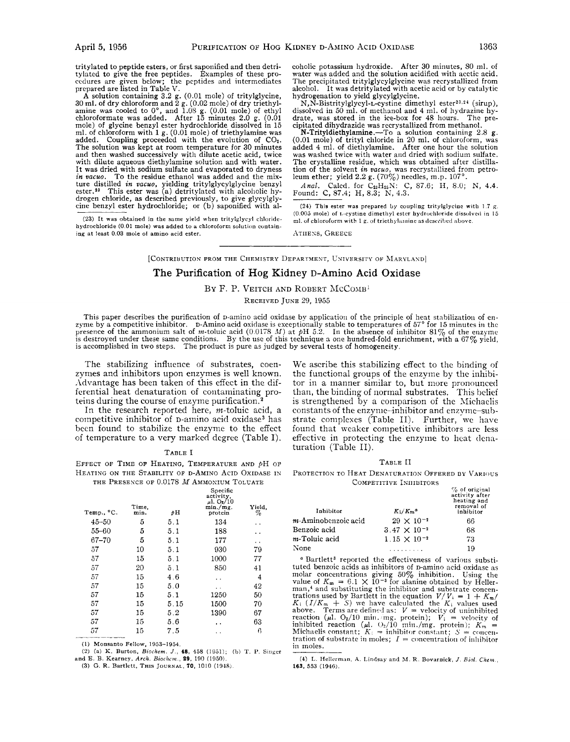tritylated to peptide esters, or first saponified and then detritylated to give the free peptides. Examples of these procedures are given below; the peptides and intermediates prepared are listed in Table V.

A solution containing 3.2 g. (0.01 mole) of tritylglycine, 30 ml. of dry chloroform and 2 g. (0.02 mole) of dry triethylamine was cooled to 0°, and 1.08 g. (0.01 mole) of ethyl chloroformate was added. After 15 minutes 2.0 g. (0.01 mole) of glycine benzyl ester hydrochloride dissolved in 15 ml. of chloroform with 1 g. (0.01 mole) of triethylamine was added. Coupling proceeded with the evolution of $CO_2$. The solution was kept at room temperature for 30 minutes and then washed successively with dilute acetic acid, twice with dilute aqueous diethylamine solution and with water. It was dried with sodium sulfate and evaporated to dryness *in vacuo*. To the residue ethanol was added and the mixture distilled *in vacuo*, yielding tritylglycylglycine benzyl ester.[23] This ester was (a) detritylated with alcoholic hydrogen chloride, as described previously, to give glycylglycine benzyl ester hydrochloride; or (b) saponified with alcoholic potassium hydroxide. After 30 minutes, 80 ml. of water was added and the solution acidified with acetic acid. The precipitated tritylglycylglycine was recrystallized from alcohol. It was detritylated with acetic acid or by catalytic hydrogenation to yield glycylglycine.

N,N-Bistritylglycyl-L-cystine dimethyl ester[23,24] (sirup), dissolved in 50 ml. of methanol and 4 ml. of hydrazine hydrate, was stored in the ice-box for 48 hours. The precipitated dihydrazide was recrystallized from methanol.

**N-Trityldiethylamine.**—To a solution containing 2.8 g. (0.01 mole) of trityl chloride in 20 ml. of chloroform, was added 4 ml. of diethylamine. After one hour the solution was washed twice with water and dried with sodium sulfate. The crystalline residue, which was obtained after distillation of the solvent *in vacuo*, was recrystallized from petroleum ether; yield 2.2 g. (70%) needles, m.p. 107°.

*Anal.* Calcd. for $C_{23}H_{25}N$: C, 87.6; H, 8.0; N, 4.4. Found: C, 87.4; H, 8.3; N, 4.3.

(23) It was obtained in the same yield when tritylglycyl chloride-hydrochloride (0.01 mole) was added to a chloroform solution containing at least 0.03 mole of amino acid ester.

(24) This ester was prepared by coupling tritylglycine with 1.7 g. (0.005 mole) of L-cystine dimethyl ester hydrochloride dissolved in 15 ml. of chloroform with 1 g. of triethylamine as described above.

ATHENS, GREECE

---

[CONTRIBUTION FROM THE CHEMISTRY DEPARTMENT, UNIVERSITY OF MARYLAND]

# The Purification of Hog Kidney D-Amino Acid Oxidase

By F. P. Veitch and Robert McComb[1]

Received June 29, 1955

This paper describes the purification of D-amino acid oxidase by application of the principle of heat stabilization of enzyme by a competitive inhibitor. D-Amino acid oxidase is exceptionally stable to temperatures of 57° for 15 minutes in the presence of the ammonium salt of *m*-toluic acid (0.0178 *M*) at *p*H 5.2. In the absence of inhibitor 81% of the enzyme is destroyed under these same conditions. By the use of this technique a one hundred-fold enrichment, with a 67% yield, is accomplished in two steps. The product is pure as judged by several tests of homogeneity.

The stabilizing influence of substrates, coenzymes and inhibitors upon enzymes is well known. Advantage has been taken of this effect in the differential heat denaturation of contaminating proteins during the course of enzyme purification.[2]

In the research reported here, *m*-toluic acid, a competitive inhibitor of D-amino acid oxidase[3] has been found to stabilize the enzyme to the effect of temperature to a very marked degree (Table I).

Table I

Effect of Time of Heating, Temperature and *p*H of Heating on the Stability of D-Amino Acid Oxidase in the Presence of 0.0178 *M* Ammonium Toluate

| Temp., °C. | Time, min. | *p*H | Specific activity, µl. $O_2$/10 min./mg. protein | Yield, % |
|---|---|---|---|---|
| 45–50 | 5 | 5.1 | 134 | .. |
| 55–60 | 5 | 5.1 | 188 | .. |
| 67–70 | 5 | 5.1 | 177 | .. |
| 57 | 10 | 5.1 | 930 | 79 |
| 57 | 15 | 5.1 | 1000 | 77 |
| 57 | 20 | 5.1 | 850 | 41 |
| 57 | 15 | 4.6 | .. | 4 |
| 57 | 15 | 5.0 | .. | 42 |
| 57 | 15 | 5.1 | 1250 | 50 |
| 57 | 15 | 5.15 | 1500 | 70 |
| 57 | 15 | 5.2 | 1390 | 67 |
| 57 | 15 | 5.6 | .. | 63 |
| 57 | 15 | 7.5 | .. | 6 |

We ascribe this stabilizing effect to the binding of the functional groups of the enzyme by the inhibitor in a manner similar to, but more pronounced than, the binding of normal substrates. This belief is strengthened by a comparison of the Michaelis constants of the enzyme–inhibitor and enzyme–substrate complexes (Table II). Further, we have found that weaker competitive inhibitors are less effective in protecting the enzyme to heat denaturation (Table II).

Table II

Protection to Heat Denaturation Offered by Various Competitive Inhibitors

| Inhibitor | $K_i/K_m$[a] | % of original activity after heating and removal of inhibitor |
|---|---|---|
| *m*-Aminobenzoic acid | $29 \times 10^{-2}$ | 66 |
| Benzoic acid | $3.47 \times 10^{-2}$ | 68 |
| *m*-Toluic acid | $1.15 \times 10^{-2}$ | 73 |
| None | ......... | 19 |

[a] Bartlett[3] reported the effectiveness of various substituted benzoic acids as inhibitors of D-amino acid oxidase as molar concentrations giving 50% inhibition. Using the value of $K_m = 6.1 \times 10^{-3}$ for alanine obtained by Hellerman,[4] and substituting the inhibitor and substrate concentrations used by Bartlett in the equation $V/V_i = 1 + K_m/K_i\ (I/K_m + S)$ we have calculated the $K_i$ values used above. Terms are defined as: $V$ = velocity of uninhibited reaction (µl. $O_2$/10 min./mg. protein); $V_i$ = velocity of inhibited reaction (µl. $O_2$/10 min./mg. protein); $K_m$ = Michaelis constant; $K_i$ = inhibitor constant; $S$ = concentration of substrate in moles; $I$ = concentration of inhibitor in moles.

(1) Monsanto Fellow, 1953–1954.

(2) (a) K. Burton, *Biochem. J.*, **48**, 458 (1951); (b) T. P. Singer and E. B. Kearney, *Arch. Biochem.*, **29**, 190 (1950).

(3) G. R. Bartlett, This Journal, **70**, 1010 (1948).

(4) L. Hellerman, A. Lindsay and M. R. Bovarnick, *J. Biol. Chem.*, **163**, 553 (1946).